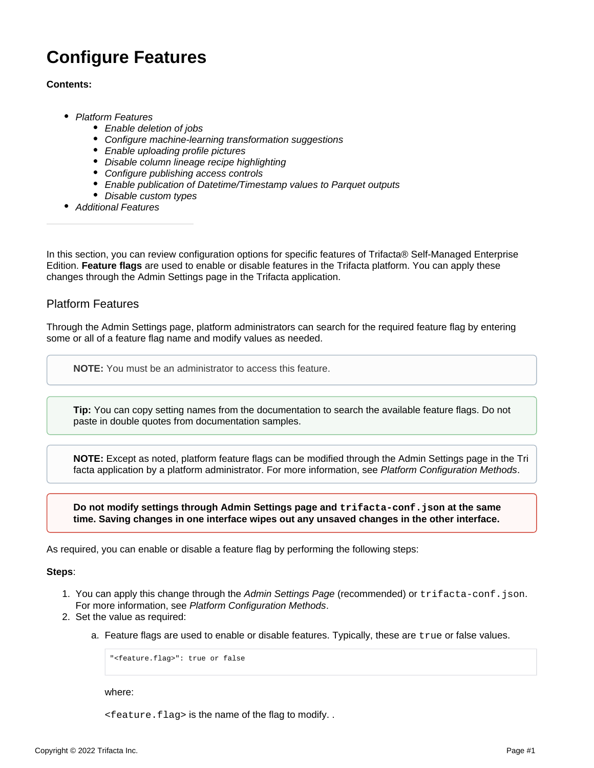# Configure Features

**Contents:**

- *Platform Features*
    - *Enable deletion of jobs*
    - *Configure machine-learning transformation suggestions*
    - *Enable uploading profile pictures*
    - *Disable column lineage recipe highlighting*
    - *Configure publishing access controls*
    - *Enable publication of Datetime/Timestamp values to Parquet outputs*
    - *Disable custom types*
- *Additional Features*

---

In this section, you can review configuration options for specific features of Trifacta® Self-Managed Enterprise Edition. **Feature flags** are used to enable or disable features in the Trifacta platform. You can apply these changes through the Admin Settings page in the Trifacta application.

## Platform Features

Through the Admin Settings page, platform administrators can search for the required feature flag by entering some or all of a feature flag name and modify values as needed.

> **NOTE:** You must be an administrator to access this feature.

> **Tip:** You can copy setting names from the documentation to search the available feature flags. Do not paste in double quotes from documentation samples.

> **NOTE:** Except as noted, platform feature flags can be modified through the Admin Settings page in the Trifacta application by a platform administrator. For more information, see *Platform Configuration Methods*.

> **Do not modify settings through Admin Settings page and `trifacta-conf.json` at the same time. Saving changes in one interface wipes out any unsaved changes in the other interface.**

As required, you can enable or disable a feature flag by performing the following steps:

**Steps**:

1. You can apply this change through the *Admin Settings Page* (recommended) or `trifacta-conf.json`. For more information, see *Platform Configuration Methods*.
2. Set the value as required:
    a. Feature flags are used to enable or disable features. Typically, these are `true` or false values.

    ```
    "<feature.flag>": true or false
    ```

    where:

    `<feature.flag>` is the name of the flag to modify. .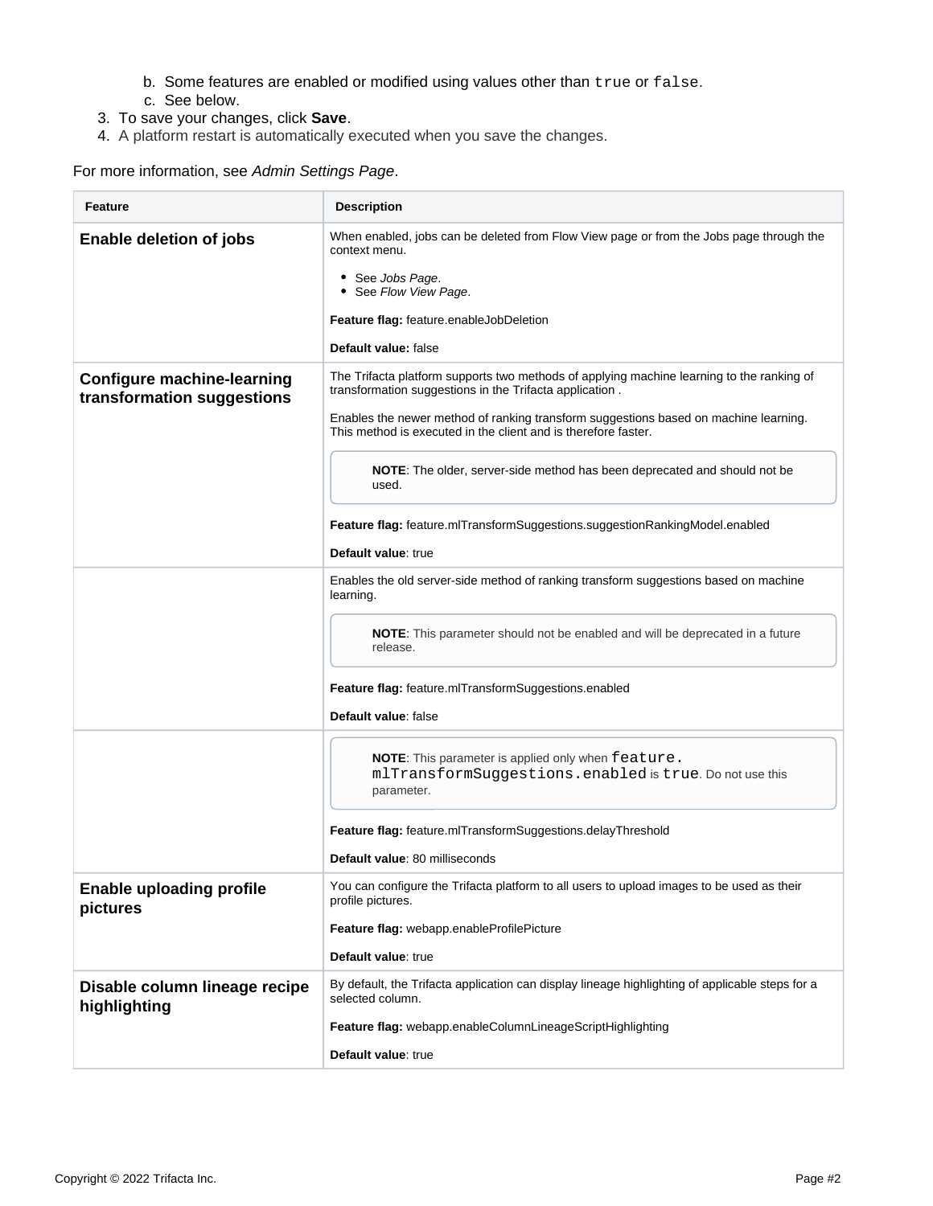b. Some features are enabled or modified using values other than `true` or `false`.
   c. See below.
3. To save your changes, click **Save**.
4. A platform restart is automatically executed when you save the changes.

For more information, see *Admin Settings Page*.

| Feature | Description |
| --- | --- |
| **Enable deletion of jobs** | When enabled, jobs can be deleted from Flow View page or from the Jobs page through the context menu.<br><br>• See *Jobs Page*.<br>• See *Flow View Page*.<br><br>**Feature flag:** feature.enableJobDeletion<br><br>**Default value:** false |
| **Configure machine-learning transformation suggestions** | The Trifacta platform supports two methods of applying machine learning to the ranking of transformation suggestions in the Trifacta application .<br><br>Enables the newer method of ranking transform suggestions based on machine learning. This method is executed in the client and is therefore faster.<br><br>**NOTE**: The older, server-side method has been deprecated and should not be used.<br><br>**Feature flag:** feature.mlTransformSuggestions.suggestionRankingModel.enabled<br><br>**Default value**: true |
| | Enables the old server-side method of ranking transform suggestions based on machine learning.<br><br>**NOTE**: This parameter should not be enabled and will be deprecated in a future release.<br><br>**Feature flag:** feature.mlTransformSuggestions.enabled<br><br>**Default value**: false |
| | **NOTE**: This parameter is applied only when `feature.mlTransformSuggestions.enabled` is `true`. Do not use this parameter.<br><br>**Feature flag:** feature.mlTransformSuggestions.delayThreshold<br><br>**Default value**: 80 milliseconds |
| **Enable uploading profile pictures** | You can configure the Trifacta platform to all users to upload images to be used as their profile pictures.<br><br>**Feature flag:** webapp.enableProfilePicture<br><br>**Default value**: true |
| **Disable column lineage recipe highlighting** | By default, the Trifacta application can display lineage highlighting of applicable steps for a selected column.<br><br>**Feature flag:** webapp.enableColumnLineageScriptHighlighting<br><br>**Default value**: true |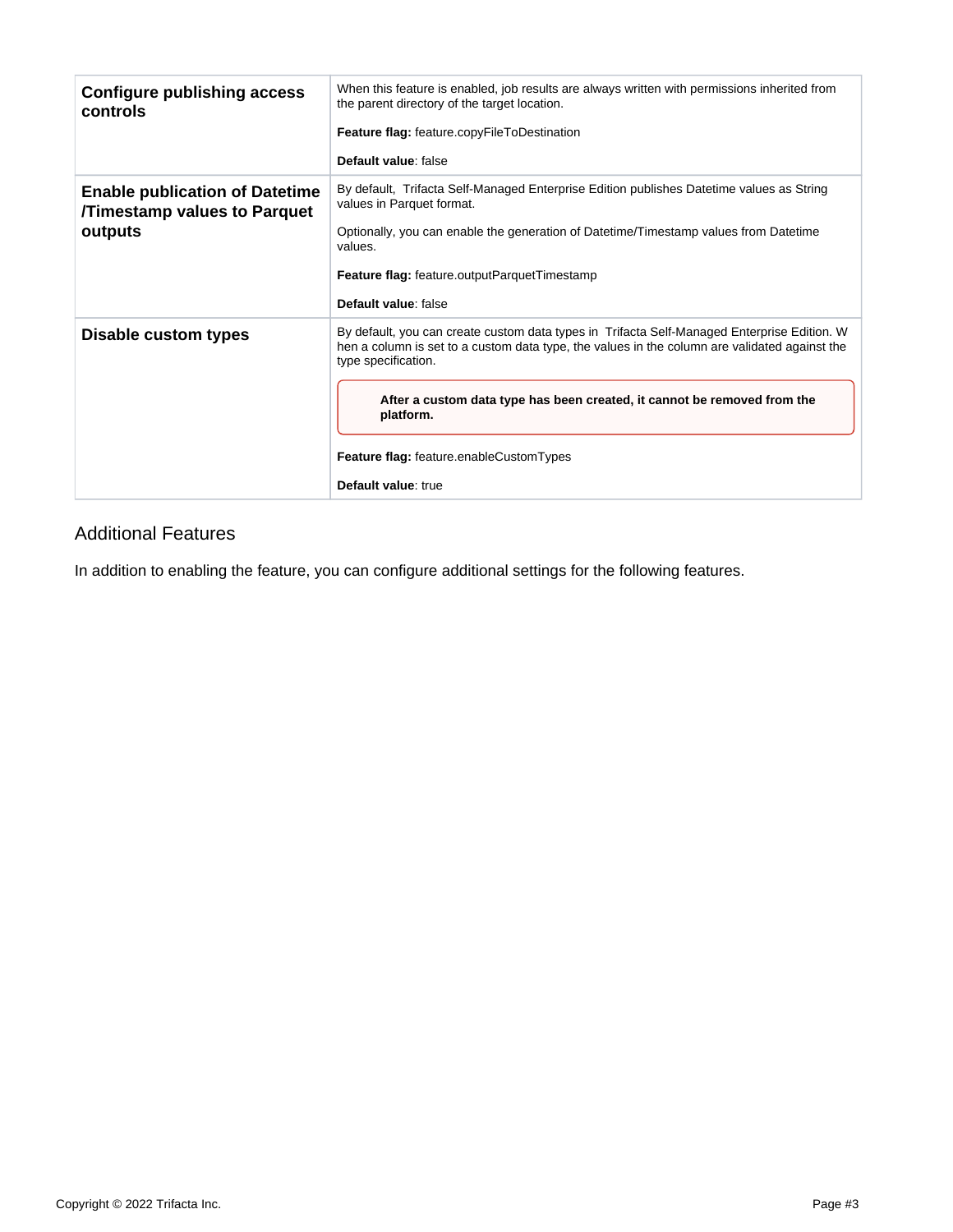| | |
|---|---|
| **Configure publishing access controls** | When this feature is enabled, job results are always written with permissions inherited from the parent directory of the target location.<br><br>**Feature flag:** feature.copyFileToDestination<br><br>**Default value**: false |
| **Enable publication of Datetime /Timestamp values to Parquet outputs** | By default, Trifacta Self-Managed Enterprise Edition publishes Datetime values as String values in Parquet format.<br><br>Optionally, you can enable the generation of Datetime/Timestamp values from Datetime values.<br><br>**Feature flag:** feature.outputParquetTimestamp<br><br>**Default value**: false |
| **Disable custom types** | By default, you can create custom data types in Trifacta Self-Managed Enterprise Edition. When a column is set to a custom data type, the values in the column are validated against the type specification.<br><br>**After a custom data type has been created, it cannot be removed from the platform.**<br><br>**Feature flag:** feature.enableCustomTypes<br><br>**Default value**: true |

## Additional Features

In addition to enabling the feature, you can configure additional settings for the following features.